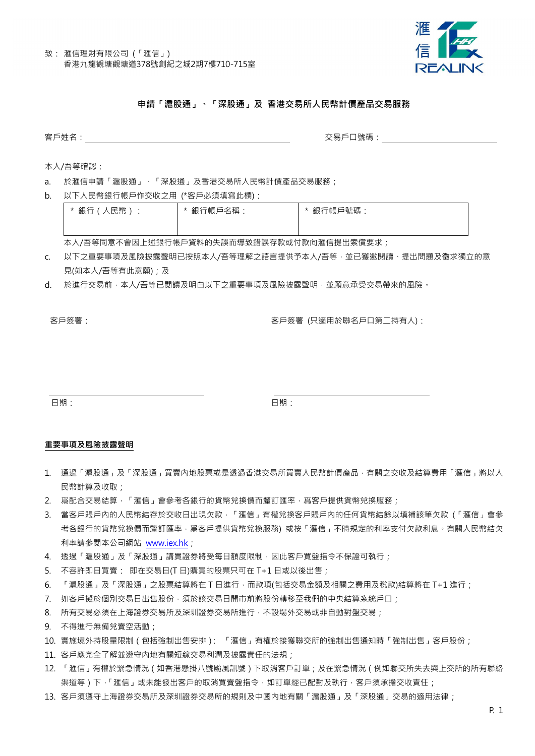致： 滙信理財有限公司（「滙信」）
香港九龍觀塘觀塘道378號創紀之城2期7樓710-715室

**申請「滬股通」、「深股通」及 香港交易所人民幣計價產品交易服務**

客戶姓名：\_\_\_\_\_\_\_\_\_\_\_\_\_\_\_\_\_\_\_\_\_\_\_\_ 交易戶口號碼：\_\_\_\_\_\_\_\_\_\_\_\_\_\_\_\_

本人/吾等確認：

a. 於滙信申請「滬股通」、「深股通」及香港交易所人民幣計價產品交易服務；

b. 以下人民幣銀行帳戶作交收之用 (*客戶必須填寫此欄)：

| * 銀行（人民幣）： | * 銀行帳戶名稱： | * 銀行帳戶號碼： |
|---|---|---|
| | | |

本人/吾等同意不會因上述銀行帳戶資料的失誤而導致錯誤存款或付款向滙信提出索償要求；

c. 以下之重要事項及風險披露聲明已按照本人/吾等理解之語言提供予本人/吾等，並已獲邀閱讀、提出問題及徵求獨立的意見(如本人/吾等有此意願)；及

d. 於進行交易前，本人/吾等已閱讀及明白以下之重要事項及風險披露聲明，並願意承受交易帶來的風險。

客戶簽署：

日期：

客戶簽署 (只適用於聯名戶口第二持有人)：

日期：

**重要事項及風險披露聲明**

1. 通過「滬股通」及「深股通」買賣內地股票或是透過香港交易所買賣人民幣計價產品，有關之交收及結算費用「滙信」將以人民幣計算及收取；
2. 爲配合交易結算，「滙信」會參考各銀行的貨幣兌換價而釐訂匯率，爲客戶提供貨幣兌換服務；
3. 當客戶賬戶內的人民幣結存於交收日出現欠款，「滙信」有權兌換客戶賬戶內的任何貨幣結餘以填補該筆欠款（「滙信」會參考各銀行的貨幣兌換價而釐訂匯率，爲客戶提供貨幣兌換服務) 或按「滙信」不時規定的利率支付欠款利息。有關人民幣結欠利率請參閱本公司網站 www.iex.hk；
4. 透過「滬股通」及「深股通」購買證券將受每日額度限制，因此客戶買盤指令不保證可執行；
5. 不容許即日買賣： 即在交易日(T 日)購買的股票只可在 T+1 日或以後出售；
6. 「滬股通」及「深股通」之股票結算將在 T 日進行，而款項(包括交易金額及相關之費用及稅款)結算將在 T+1 進行；
7. 如客戶擬於個別交易日出售股份，須於該交易日開市前將股份轉移至我們的中央結算系統戶口；
8. 所有交易必須在上海證券交易所及深圳證券交易所進行，不設場外交易或非自動對盤交易；
9. 不得進行無備兌賣空活動；
10. 實施境外持股量限制（包括強制出售安排）： 「滙信」有權於接獲聯交所的強制出售通知時「強制出售」客戶股份；
11. 客戶應完全了解並遵守內地有關短線交易利潤及披露責任的法規；
12. 「滙信」有權於緊急情況（如香港懸掛八號颱風訊號）下取消客戶訂單；及在緊急情況（例如聯交所失去與上交所的所有聯絡渠道等）下，「滙信」或未能發出客戶的取消買賣盤指令，如訂單經已配對及執行，客戶須承擔交收責任；
13. 客戶須遵守上海證券交易所及深圳證券交易所的規則及中國內地有關「滬股通」及「深股通」交易的適用法律；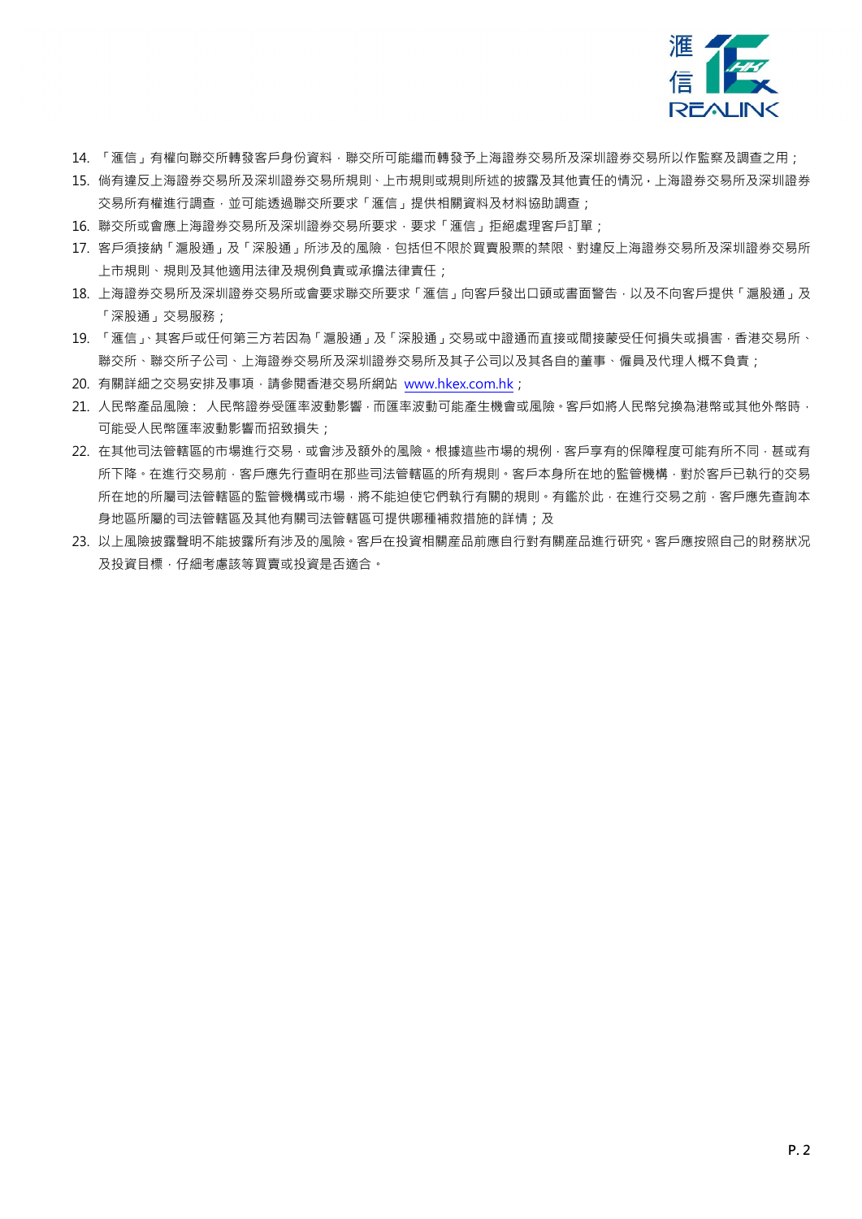14. 「滙信」有權向聯交所轉發客戶身份資料，聯交所可能繼而轉發予上海證券交易所及深圳證券交易所以作監察及調查之用；
15. 倘有違反上海證券交易所及深圳證券交易所規則、上市規則或規則所述的披露及其他責任的情況，上海證券交易所及深圳證券交易所有權進行調查，並可能透過聯交所要求「滙信」提供相關資料及材料協助調查；
16. 聯交所或會應上海證券交易所及深圳證券交易所要求，要求「滙信」拒絕處理客戶訂單；
17. 客戶須接納「滬股通」及「深股通」所涉及的風險，包括但不限於買賣股票的禁限、對違反上海證券交易所及深圳證券交易所上市規則、規則及其他適用法律及規例負責或承擔法律責任；
18. 上海證券交易所及深圳證券交易所或會要求聯交所要求「滙信」向客戶發出口頭或書面警告，以及不向客戶提供「滬股通」及「深股通」交易服務；
19. 「滙信」、其客戶或任何第三方若因為「滬股通」及「深股通」交易或中證通而直接或間接蒙受任何損失或損害，香港交易所、聯交所、聯交所子公司、上海證券交易所及深圳證券交易所及其子公司以及其各自的董事、僱員及代理人概不負責；
20. 有關詳細之交易安排及事項，請參閱香港交易所網站 www.hkex.com.hk；
21. 人民幣產品風險： 人民幣證券受匯率波動影響，而匯率波動可能產生機會或風險。客戶如將人民幣兌換為港幣或其他外幣時，可能受人民幣匯率波動影響而招致損失；
22. 在其他司法管轄區的市場進行交易，或會涉及額外的風險。根據這些市場的規例，客戶享有的保障程度可能有所不同，甚或有所下降。在進行交易前，客戶應先行查明在那些司法管轄區的所有規則。客戶本身所在地的監管機構，對於客戶已執行的交易所在地的所屬司法管轄區的監管機構或市場，將不能迫使它們執行有關的規則。有鑑於此，在進行交易之前，客戶應先查詢本身地區所屬的司法管轄區及其他有關司法管轄區可提供哪種補救措施的詳情；及
23. 以上風險披露聲明不能披露所有涉及的風險。客戶在投資相關產品前應自行對有關產品進行研究。客戶應按照自己的財務狀況及投資目標，仔細考慮該等買賣或投資是否適合。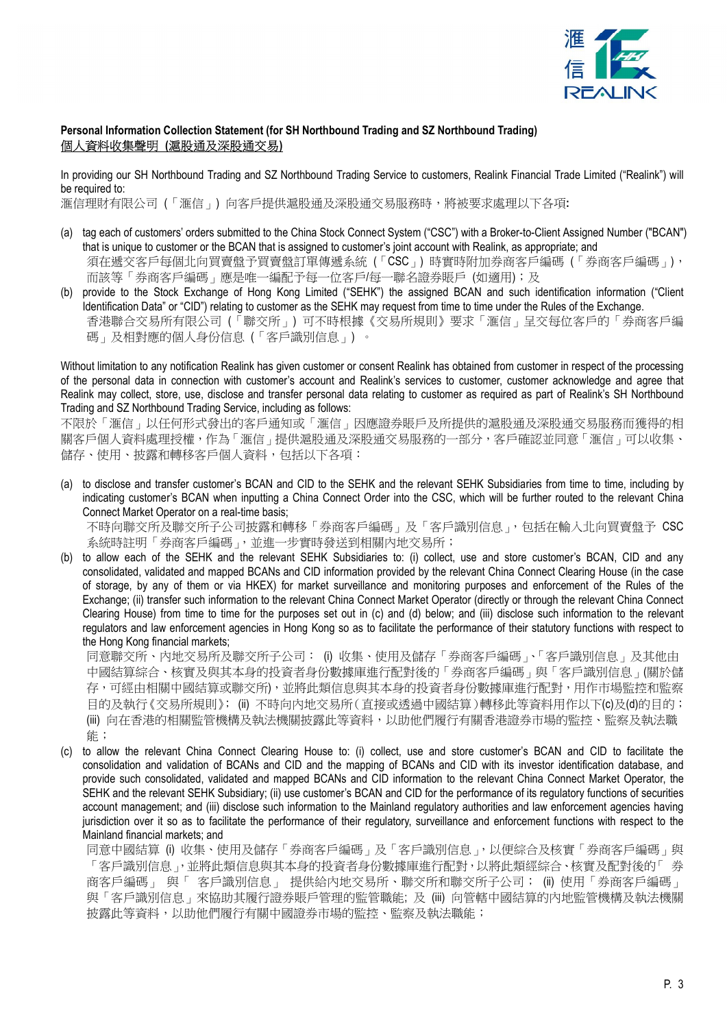**Personal Information Collection Statement (for SH Northbound Trading and SZ Northbound Trading)**

**個人資料收集聲明 (滬股通及深股通交易)**

In providing our SH Northbound Trading and SZ Northbound Trading Service to customers, Realink Financial Trade Limited ("Realink") will be required to:

滙信理財有限公司（「滙信」）向客戶提供滬股通及深股通交易服務時，將被要求處理以下各項:

(a) tag each of customers' orders submitted to the China Stock Connect System ("CSC") with a Broker-to-Client Assigned Number ("BCAN") that is unique to customer or the BCAN that is assigned to customer's joint account with Realink, as appropriate; and

須在遞交客戶每個北向買賣盤予買賣盤訂單傳遞系統（「CSC」）時實時附加券商客戶編碼（「券商客戶編碼」)，而該等「券商客戶編碼」應是唯一編配予每一位客戶/每一聯名證券賬戶 (如適用)；及

(b) provide to the Stock Exchange of Hong Kong Limited ("SEHK") the assigned BCAN and such identification information ("Client Identification Data" or "CID") relating to customer as the SEHK may request from time to time under the Rules of the Exchange.

香港聯合交易所有限公司（「聯交所」）可不時根據《交易所規則》要求「滙信」呈交每位客戶的「券商客戶編碼」及相對應的個人身份信息（「客戶識別信息」）。

Without limitation to any notification Realink has given customer or consent Realink has obtained from customer in respect of the processing of the personal data in connection with customer's account and Realink's services to customer, customer acknowledge and agree that Realink may collect, store, use, disclose and transfer personal data relating to customer as required as part of Realink's SH Northbound Trading and SZ Northbound Trading Service, including as follows:

不限於「滙信」以任何形式發出的客戶通知或「滙信」因應證券賬戶及所提供的滬股通及深股通交易服務而獲得的相關客戶個人資料處理授權，作為「滙信」提供滬股通及深股通交易服務的一部分，客戶確認並同意「滙信」可以收集、儲存、使用、披露和轉移客戶個人資料，包括以下各項：

(a) to disclose and transfer customer's BCAN and CID to the SEHK and the relevant SEHK Subsidiaries from time to time, including by indicating customer's BCAN when inputting a China Connect Order into the CSC, which will be further routed to the relevant China Connect Market Operator on a real-time basis;

不時向聯交所及聯交所子公司披露和轉移「券商客戶編碼」及「客戶識別信息」，包括在輸入北向買賣盤予 CSC 系統時註明「券商客戶編碼」，並進一步實時發送到相關內地交易所；

(b) to allow each of the SEHK and the relevant SEHK Subsidiaries to: (i) collect, use and store customer's BCAN, CID and any consolidated, validated and mapped BCANs and CID information provided by the relevant China Connect Clearing House (in the case of storage, by any of them or via HKEX) for market surveillance and monitoring purposes and enforcement of the Rules of the Exchange; (ii) transfer such information to the relevant China Connect Market Operator (directly or through the relevant China Connect Clearing House) from time to time for the purposes set out in (c) and (d) below; and (iii) disclose such information to the relevant regulators and law enforcement agencies in Hong Kong so as to facilitate the performance of their statutory functions with respect to the Hong Kong financial markets;

同意聯交所、內地交易所及聯交所子公司： (i) 收集、使用及儲存「券商客戶編碼」、「客戶識別信息」及其他由中國結算綜合、核實及與其本身的投資者身份數據庫進行配對後的「券商客戶編碼」與「客戶識別信息」(關於儲存，可經由相關中國結算或聯交所)，並將此類信息與其本身的投資者身份數據庫進行配對，用作市場監控和監察目的及執行《交易所規則》; (ii) 不時向內地交易所（直接或透過中國結算）轉移此等資料用作以下(c)及(d)的目的; (iii) 向在香港的相關監管機構及執法機關披露此等資料，以助他們履行有關香港證券市場的監控、監察及執法職能；

(c) to allow the relevant China Connect Clearing House to: (i) collect, use and store customer's BCAN and CID to facilitate the consolidation and validation of BCANs and CID and the mapping of BCANs and CID with its investor identification database, and provide such consolidated, validated and mapped BCANs and CID information to the relevant China Connect Market Operator, the SEHK and the relevant SEHK Subsidiary; (ii) use customer's BCAN and CID for the performance of its regulatory functions of securities account management; and (iii) disclose such information to the Mainland regulatory authorities and law enforcement agencies having jurisdiction over it so as to facilitate the performance of their regulatory, surveillance and enforcement functions with respect to the Mainland financial markets; and

同意中國結算 (i) 收集、使用及儲存「券商客戶編碼」及「客戶識別信息」，以便綜合及核實「券商客戶編碼」與「客戶識別信息」,並將此類信息與其本身的投資者身份數據庫進行配對，以將此類經綜合、核實及配對後的「券商客戶編碼」與「客戶識別信息」提供給內地交易所、聯交所和聯交所子公司； (ii) 使用「券商客戶編碼」與「客戶識別信息」來協助其履行證券賬戶管理的監管職能; 及 (iii) 向管轄中國結算的內地監管機構及執法機關披露此等資料，以助他們履行有關中國證券市場的監控、監察及執法職能；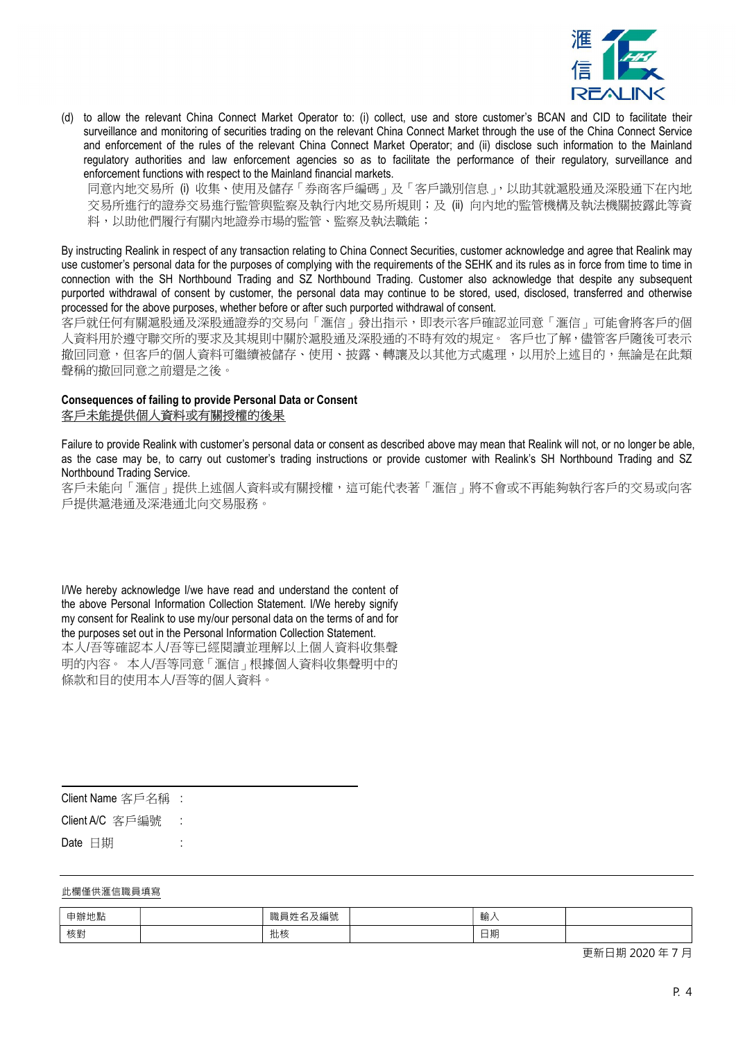(d) to allow the relevant China Connect Market Operator to: (i) collect, use and store customer's BCAN and CID to facilitate their surveillance and monitoring of securities trading on the relevant China Connect Market through the use of the China Connect Service and enforcement of the rules of the relevant China Connect Market Operator; and (ii) disclose such information to the Mainland regulatory authorities and law enforcement agencies so as to facilitate the performance of their regulatory, surveillance and enforcement functions with respect to the Mainland financial markets.
同意內地交易所 (i) 收集、使用及儲存「券商客戶編碼」及「客戶識別信息」，以助其就滬股通及深股通下在內地交易所進行的證券交易進行監管與監察及執行內地交易所規則；及 (ii) 向內地的監管機構及執法機關披露此等資料，以助他們履行有關內地證券市場的監管、監察及執法職能；

By instructing Realink in respect of any transaction relating to China Connect Securities, customer acknowledge and agree that Realink may use customer's personal data for the purposes of complying with the requirements of the SEHK and its rules as in force from time to time in connection with the SH Northbound Trading and SZ Northbound Trading. Customer also acknowledge that despite any subsequent purported withdrawal of consent by customer, the personal data may continue to be stored, used, disclosed, transferred and otherwise processed for the above purposes, whether before or after such purported withdrawal of consent.
客戶就任何有關滬股通及深股通證券的交易向「滙信」發出指示，即表示客戶確認並同意「滙信」可能會將客戶的個人資料用於遵守聯交所的要求及其規則中關於滬股通及深股通的不時有效的規定。 客戶也了解，儘管客戶隨後可表示撤回同意，但客戶的個人資料可繼續被儲存、使用、披露、轉讓及以其他方式處理，以用於上述目的，無論是在此類聲稱的撤回同意之前還是之後。

**Consequences of failing to provide Personal Data or Consent**
客戶未能提供個人資料或有關授權的後果

Failure to provide Realink with customer's personal data or consent as described above may mean that Realink will not, or no longer be able, as the case may be, to carry out customer's trading instructions or provide customer with Realink's SH Northbound Trading and SZ Northbound Trading Service.
客戶未能向「滙信」提供上述個人資料或有關授權，這可能代表著「滙信」將不會或不再能夠執行客戶的交易或向客戶提供滬港通及深港通北向交易服務。

I/We hereby acknowledge I/we have read and understand the content of the above Personal Information Collection Statement. I/We hereby signify my consent for Realink to use my/our personal data on the terms of and for the purposes set out in the Personal Information Collection Statement.
本人/吾等確認本人/吾等已經閱讀並理解以上個人資料收集聲明的內容。 本人/吾等同意「滙信」根據個人資料收集聲明中的條款和目的使用本人/吾等的個人資料。

Client Name 客戶名稱 :

Client A/C 客戶編號 :

Date 日期 :

此欄僅供滙信職員填寫

| | | | | | |
|---|---|---|---|---|---|
| 申辦地點 | | 職員姓名及編號 | | 輸入 | |
| 核對 | | 批核 | | 日期 | |

更新日期 2020 年 7 月